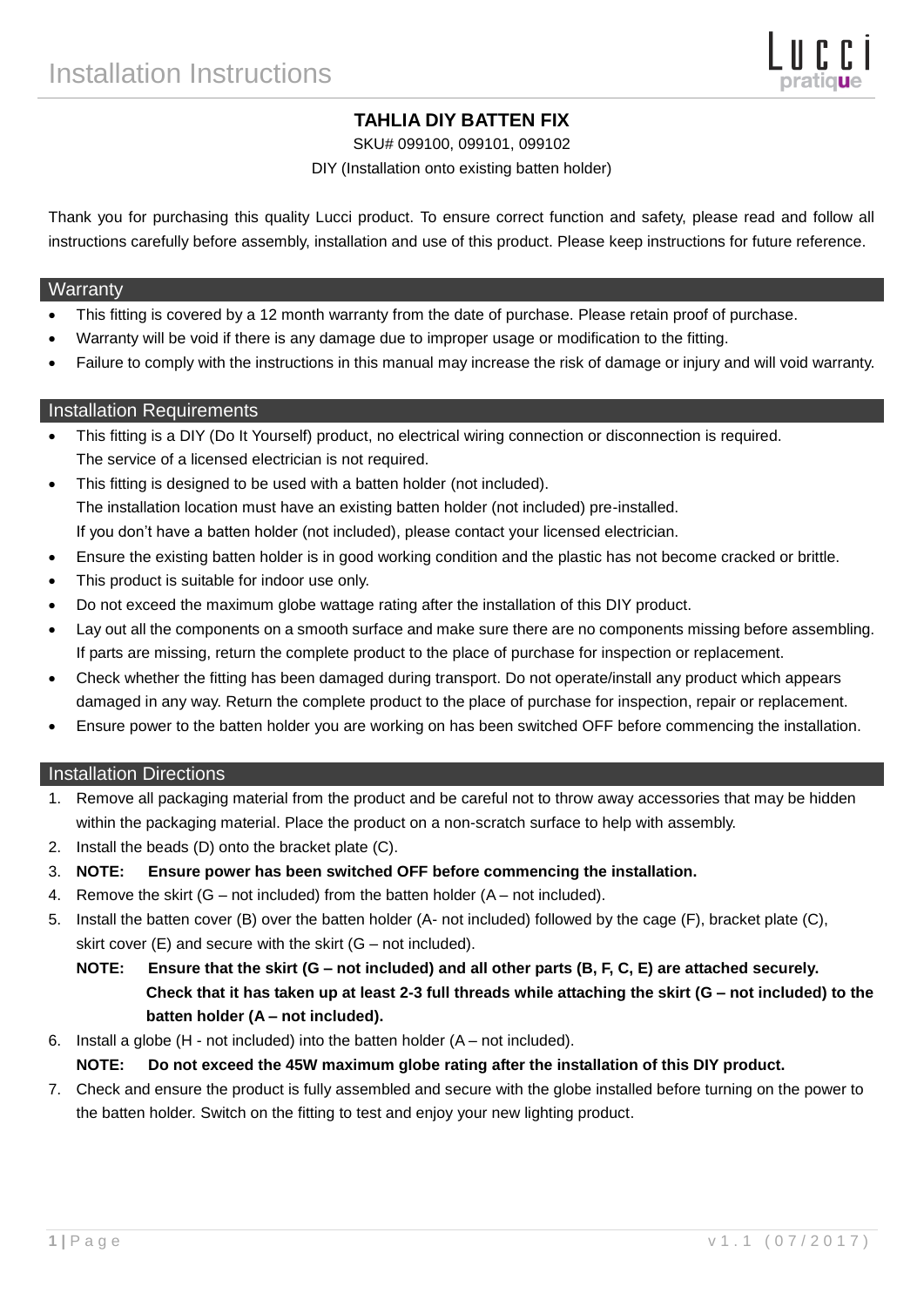# Installation Instructions

Lucci pratique

## TAHLIA DIY BATTEN FIX

SKU# 099100, 099101, 099102

DIY (Installation onto existing batten holder)

Thank you for purchasing this quality Lucci product. To ensure correct function and safety, please read and follow all instructions carefully before assembly, installation and use of this product. Please keep instructions for future reference.

## Warranty

- This fitting is covered by a 12 month warranty from the date of purchase. Please retain proof of purchase.
- Warranty will be void if there is any damage due to improper usage or modification to the fitting.
- Failure to comply with the instructions in this manual may increase the risk of damage or injury and will void warranty.

## Installation Requirements

- This fitting is a DIY (Do It Yourself) product, no electrical wiring connection or disconnection is required. The service of a licensed electrician is not required.
- This fitting is designed to be used with a batten holder (not included). The installation location must have an existing batten holder (not included) pre-installed. If you don't have a batten holder (not included), please contact your licensed electrician.
- Ensure the existing batten holder is in good working condition and the plastic has not become cracked or brittle.
- This product is suitable for indoor use only.
- Do not exceed the maximum globe wattage rating after the installation of this DIY product.
- Lay out all the components on a smooth surface and make sure there are no components missing before assembling. If parts are missing, return the complete product to the place of purchase for inspection or replacement.
- Check whether the fitting has been damaged during transport. Do not operate/install any product which appears damaged in any way. Return the complete product to the place of purchase for inspection, repair or replacement.
- Ensure power to the batten holder you are working on has been switched OFF before commencing the installation.

## Installation Directions

1. Remove all packaging material from the product and be careful not to throw away accessories that may be hidden within the packaging material. Place the product on a non-scratch surface to help with assembly.
2. Install the beads (D) onto the bracket plate (C).
3. **NOTE: Ensure power has been switched OFF before commencing the installation.**
4. Remove the skirt (G – not included) from the batten holder (A – not included).
5. Install the batten cover (B) over the batten holder (A- not included) followed by the cage (F), bracket plate (C), skirt cover (E) and secure with the skirt (G – not included).

   **NOTE: Ensure that the skirt (G – not included) and all other parts (B, F, C, E) are attached securely. Check that it has taken up at least 2-3 full threads while attaching the skirt (G – not included) to the batten holder (A – not included).**
6. Install a globe (H - not included) into the batten holder (A – not included).

   **NOTE: Do not exceed the 45W maximum globe rating after the installation of this DIY product.**
7. Check and ensure the product is fully assembled and secure with the globe installed before turning on the power to the batten holder. Switch on the fitting to test and enjoy your new lighting product.

v1.1 (07/2017)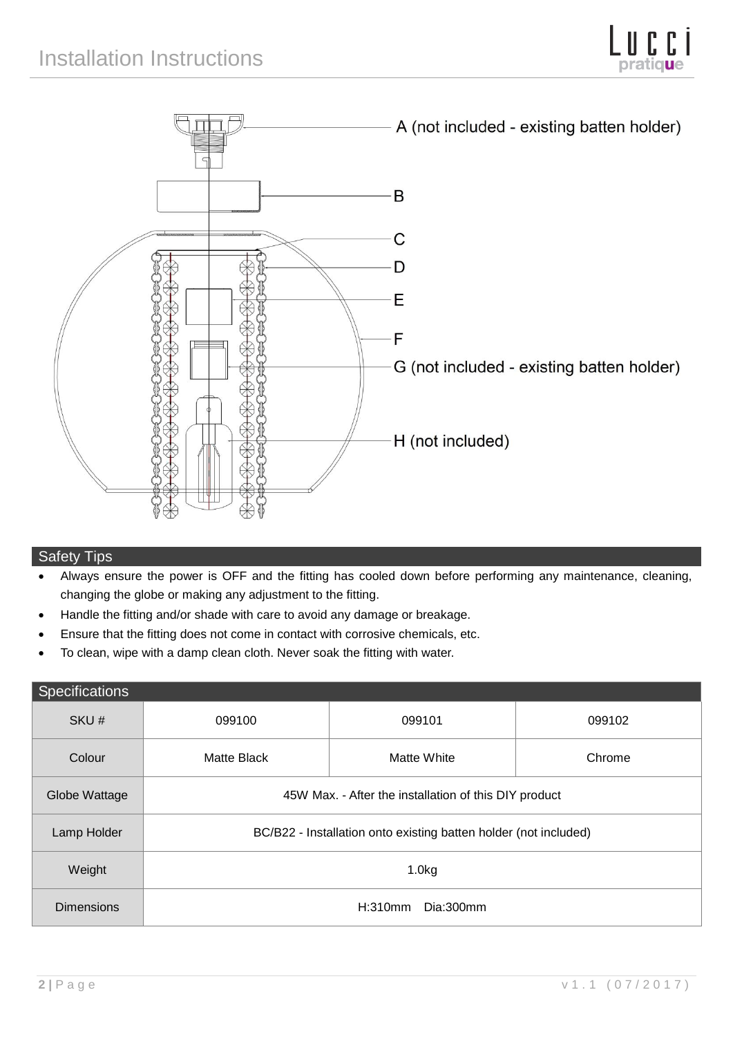# Installation Instructions

A (not included - existing batten holder)

B

C

D

E

F

G (not included - existing batten holder)

H (not included)

## Safety Tips

- Always ensure the power is OFF and the fitting has cooled down before performing any maintenance, cleaning, changing the globe or making any adjustment to the fitting.
- Handle the fitting and/or shade with care to avoid any damage or breakage.
- Ensure that the fitting does not come in contact with corrosive chemicals, etc.
- To clean, wipe with a damp clean cloth. Never soak the fitting with water.

## Specifications

| SKU # | 099100 | 099101 | 099102 |
|---|---|---|---|
| Colour | Matte Black | Matte White | Chrome |
| Globe Wattage | 45W Max. - After the installation of this DIY product | | |
| Lamp Holder | BC/B22 - Installation onto existing batten holder (not included) | | |
| Weight | 1.0kg | | |
| Dimensions | H:310mm Dia:300mm | | |